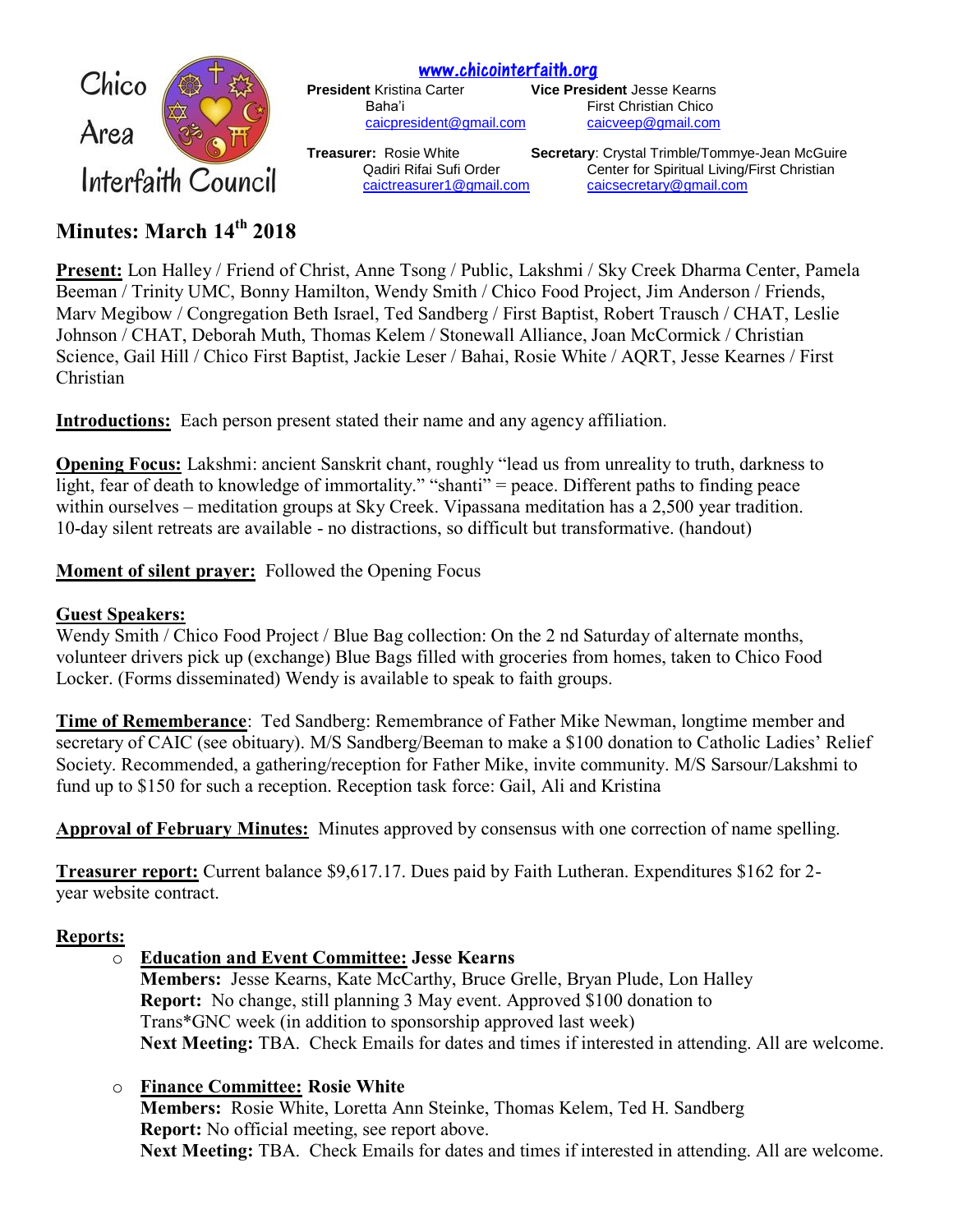Chico Area Interfaith Council

www.chicointerfaith.org

**President** Kristina Carter
Baha'i
caicpresident@gmail.com

**Vice President** Jesse Kearns
First Christian Chico
caicveep@gmail.com

**Treasurer:** Rosie White
Qadiri Rifai Sufi Order
caictreasurer1@gmail.com

**Secretary**: Crystal Trimble/Tommye-Jean McGuire
Center for Spiritual Living/First Christian
caicsecretary@gmail.com

# Minutes: March 14th 2018

**Present:** Lon Halley / Friend of Christ, Anne Tsong / Public, Lakshmi / Sky Creek Dharma Center, Pamela Beeman / Trinity UMC, Bonny Hamilton, Wendy Smith / Chico Food Project, Jim Anderson / Friends, Marv Megibow / Congregation Beth Israel, Ted Sandberg / First Baptist, Robert Trausch / CHAT, Leslie Johnson / CHAT, Deborah Muth, Thomas Kelem / Stonewall Alliance, Joan McCormick / Christian Science, Gail Hill / Chico First Baptist, Jackie Leser / Bahai, Rosie White / AQRT, Jesse Kearnes / First Christian

**Introductions:** Each person present stated their name and any agency affiliation.

**Opening Focus:** Lakshmi: ancient Sanskrit chant, roughly "lead us from unreality to truth, darkness to light, fear of death to knowledge of immortality." "shanti" = peace. Different paths to finding peace within ourselves – meditation groups at Sky Creek. Vipassana meditation has a 2,500 year tradition. 10-day silent retreats are available - no distractions, so difficult but transformative. (handout)

**Moment of silent prayer:** Followed the Opening Focus

**Guest Speakers:**
Wendy Smith / Chico Food Project / Blue Bag collection: On the 2 nd Saturday of alternate months, volunteer drivers pick up (exchange) Blue Bags filled with groceries from homes, taken to Chico Food Locker. (Forms disseminated) Wendy is available to speak to faith groups.

**Time of Rememberance**: Ted Sandberg: Remembrance of Father Mike Newman, longtime member and secretary of CAIC (see obituary). M/S Sandberg/Beeman to make a $100 donation to Catholic Ladies' Relief Society. Recommended, a gathering/reception for Father Mike, invite community. M/S Sarsour/Lakshmi to fund up to $150 for such a reception. Reception task force: Gail, Ali and Kristina

**Approval of February Minutes:** Minutes approved by consensus with one correction of name spelling.

**Treasurer report:** Current balance $9,617.17. Dues paid by Faith Lutheran. Expenditures $162 for 2-year website contract.

**Reports:**

- **Education and Event Committee: Jesse Kearns**
  **Members:** Jesse Kearns, Kate McCarthy, Bruce Grelle, Bryan Plude, Lon Halley
  **Report:** No change, still planning 3 May event. Approved $100 donation to Trans*GNC week (in addition to sponsorship approved last week)
  **Next Meeting:** TBA. Check Emails for dates and times if interested in attending. All are welcome.

- **Finance Committee: Rosie White**
  **Members:** Rosie White, Loretta Ann Steinke, Thomas Kelem, Ted H. Sandberg
  **Report:** No official meeting, see report above.
  **Next Meeting:** TBA. Check Emails for dates and times if interested in attending. All are welcome.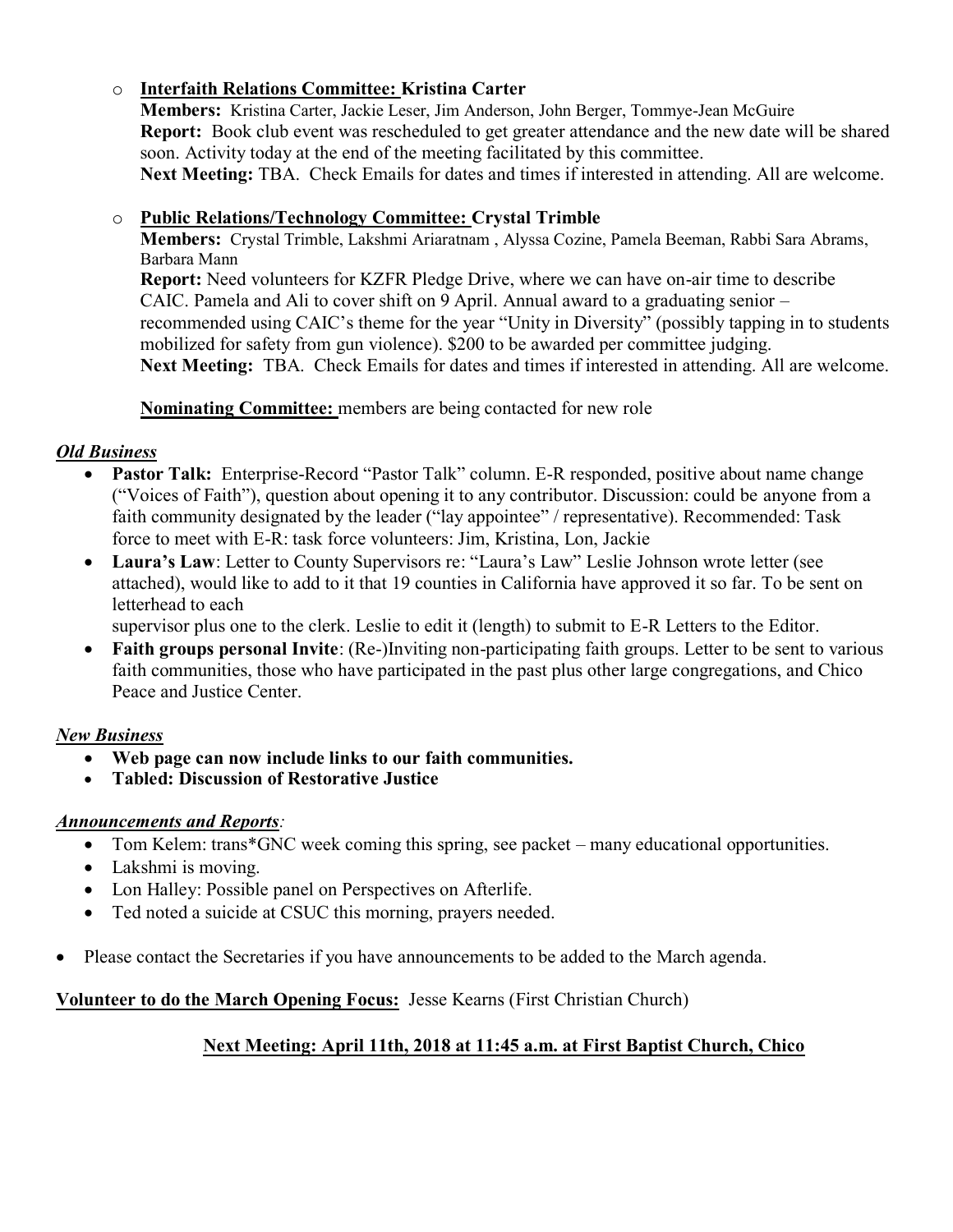- **Interfaith Relations Committee: Kristina Carter**
  **Members:** Kristina Carter, Jackie Leser, Jim Anderson, John Berger, Tommye-Jean McGuire
  **Report:** Book club event was rescheduled to get greater attendance and the new date will be shared soon. Activity today at the end of the meeting facilitated by this committee.
  **Next Meeting:** TBA. Check Emails for dates and times if interested in attending. All are welcome.

- **Public Relations/Technology Committee: Crystal Trimble**
  **Members:** Crystal Trimble, Lakshmi Ariaratnam , Alyssa Cozine, Pamela Beeman, Rabbi Sara Abrams, Barbara Mann
  **Report:** Need volunteers for KZFR Pledge Drive, where we can have on-air time to describe CAIC. Pamela and Ali to cover shift on 9 April. Annual award to a graduating senior – recommended using CAIC's theme for the year "Unity in Diversity" (possibly tapping in to students mobilized for safety from gun violence). $200 to be awarded per committee judging.
  **Next Meeting:** TBA. Check Emails for dates and times if interested in attending. All are welcome.

  **Nominating Committee:** members are being contacted for new role

### *Old Business*

- **Pastor Talk:** Enterprise-Record "Pastor Talk" column. E-R responded, positive about name change ("Voices of Faith"), question about opening it to any contributor. Discussion: could be anyone from a faith community designated by the leader ("lay appointee" / representative). Recommended: Task force to meet with E-R: task force volunteers: Jim, Kristina, Lon, Jackie
- **Laura's Law**: Letter to County Supervisors re: "Laura's Law" Leslie Johnson wrote letter (see attached), would like to add to it that 19 counties in California have approved it so far. To be sent on letterhead to each
  supervisor plus one to the clerk. Leslie to edit it (length) to submit to E-R Letters to the Editor.
- **Faith groups personal Invite**: (Re-)Inviting non-participating faith groups. Letter to be sent to various faith communities, those who have participated in the past plus other large congregations, and Chico Peace and Justice Center.

### *New Business*

- **Web page can now include links to our faith communities.**
- **Tabled: Discussion of Restorative Justice**

### *Announcements and Reports:*

- Tom Kelem: trans*GNC week coming this spring, see packet – many educational opportunities.
- Lakshmi is moving.
- Lon Halley: Possible panel on Perspectives on Afterlife.
- Ted noted a suicide at CSUC this morning, prayers needed.

- Please contact the Secretaries if you have announcements to be added to the March agenda.

**Volunteer to do the March Opening Focus:** Jesse Kearns (First Christian Church)

**Next Meeting: April 11th, 2018 at 11:45 a.m. at First Baptist Church, Chico**